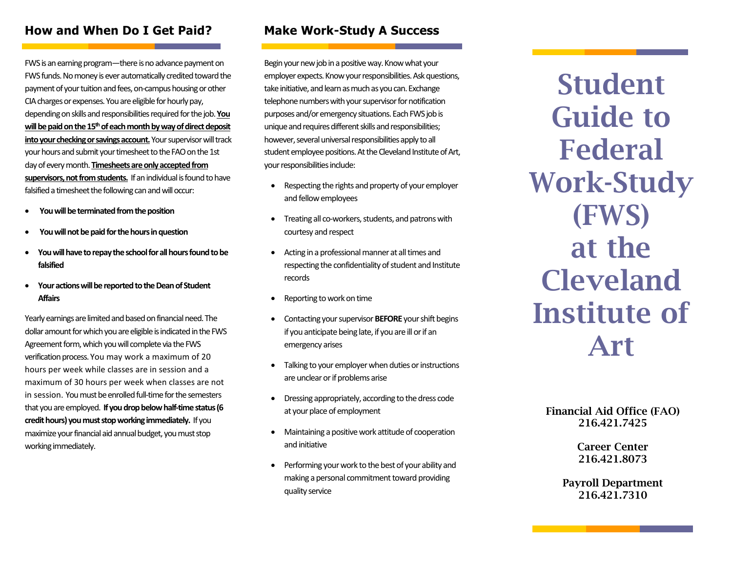## How and When Do I Get Paid?

FWS is an earning program—there is no advance payment on FWS funds. No money is ever automatically credited toward the payment of your tuition and fees, on-campus housing or other CIA charges or expenses. You are eligible for hourly pay, depending on skills and responsibilities required for the job. **You will be paid on the 15th of each month by way of direct deposit into your checking or savings account.** Your supervisor will track your hours and submit your timesheet to the FAO on the 1st day of every month. **Timesheets are only accepted from supervisors, not from students.** If an individual is found to have falsified a timesheet the following can and will occur:

- **You will be terminated from the position**
- **You will not be paid for the hours in question**
- **You will have to repay the school for all hours found to be falsified**
- **Your actions will be reported to the Dean of Student Affairs**

Yearly earnings are limited and based on financial need. The dollar amount for which you are eligible is indicated in the FWS Agreement form, which you will complete via the FWS verification process. You may work a maximum of 20 hours per week while classes are in session and a maximum of 30 hours per week when classes are not in session. You must be enrolled full-time for the semesters that you are employed. **If you drop below half-time status (6 credit hours) you must stop working immediately.** If you maximize your financial aid annual budget, you must stop working immediately.

## Make Work-Study A Success

Begin your new job in a positive way. Know what your employer expects. Know your responsibilities. Ask questions, take initiative, and learn as much as you can. Exchange telephone numbers with your supervisor for notification purposes and/or emergency situations. Each FWS job is unique and requires different skills and responsibilities; however, several universal responsibilities apply to all student employee positions. At the Cleveland Institute of Art, your responsibilities include:

- Respecting the rights and property of your employer and fellow employees
- Treating all co-workers, students, and patrons with courtesy and respect
- Acting in a professional manner at all times and respecting the confidentiality of student and Institute records
- Reporting to work on time
- Contacting your supervisor **BEFORE** your shift begins if you anticipate being late, if you are ill or if an emergency arises
- Talking to your employer when duties or instructions are unclear or if problems arise
- Dressing appropriately, according to the dress code at your place of employment
- Maintaining a positive work attitude of cooperation and initiative
- Performing your work to the best of your ability and making a personal commitment toward providing quality service

# Student Guide to Federal Work-Study (FWS) at the Cleveland Institute of Art

**Financial Aid Office (FAO)**
**216.421.7425**

**Career Center**
**216.421.8073**

**Payroll Department**
**216.421.7310**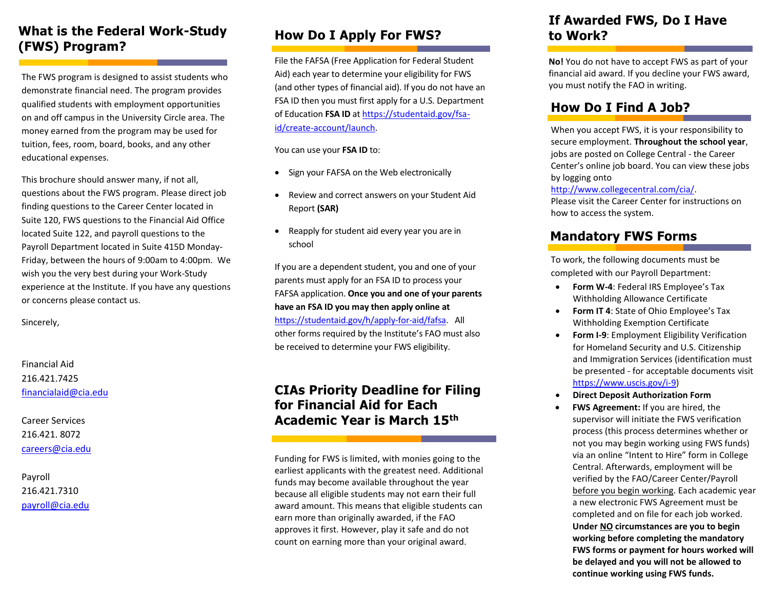## What is the Federal Work-Study (FWS) Program?

The FWS program is designed to assist students who demonstrate financial need. The program provides qualified students with employment opportunities on and off campus in the University Circle area. The money earned from the program may be used for tuition, fees, room, board, books, and any other educational expenses.

This brochure should answer many, if not all, questions about the FWS program. Please direct job finding questions to the Career Center located in Suite 120, FWS questions to the Financial Aid Office located Suite 122, and payroll questions to the Payroll Department located in Suite 415D Monday-Friday, between the hours of 9:00am to 4:00pm. We wish you the very best during your Work-Study experience at the Institute. If you have any questions or concerns please contact us.

Sincerely,

Financial Aid
216.421.7425
financialaid@cia.edu

Career Services
216.421. 8072
careers@cia.edu

Payroll
216.421.7310
payroll@cia.edu

## How Do I Apply For FWS?

File the FAFSA (Free Application for Federal Student Aid) each year to determine your eligibility for FWS (and other types of financial aid). If you do not have an FSA ID then you must first apply for a U.S. Department of Education **FSA ID** at https://studentaid.gov/fsa-id/create-account/launch.

You can use your **FSA ID** to:

- Sign your FAFSA on the Web electronically
- Review and correct answers on your Student Aid Report **(SAR)**
- Reapply for student aid every year you are in school

If you are a dependent student, you and one of your parents must apply for an FSA ID to process your FAFSA application. **Once you and one of your parents have an FSA ID you may then apply online at** https://studentaid.gov/h/apply-for-aid/fafsa. All other forms required by the Institute's FAO must also be received to determine your FWS eligibility.

## CIAs Priority Deadline for Filing for Financial Aid for Each Academic Year is March 15th

Funding for FWS is limited, with monies going to the earliest applicants with the greatest need. Additional funds may become available throughout the year because all eligible students may not earn their full award amount. This means that eligible students can earn more than originally awarded, if the FAO approves it first. However, play it safe and do not count on earning more than your original award.

## If Awarded FWS, Do I Have to Work?

**No!** You do not have to accept FWS as part of your financial aid award. If you decline your FWS award, you must notify the FAO in writing.

## How Do I Find A Job?

When you accept FWS, it is your responsibility to secure employment. **Throughout the school year**, jobs are posted on College Central - the Career Center's online job board. You can view these jobs by logging onto http://www.collegecentral.com/cia/.
Please visit the Career Center for instructions on how to access the system.

## Mandatory FWS Forms

To work, the following documents must be completed with our Payroll Department:

- **Form W-4**: Federal IRS Employee's Tax Withholding Allowance Certificate
- **Form IT 4**: State of Ohio Employee's Tax Withholding Exemption Certificate
- **Form I-9**: Employment Eligibility Verification for Homeland Security and U.S. Citizenship and Immigration Services (identification must be presented - for acceptable documents visit https://www.uscis.gov/i-9)
- **Direct Deposit Authorization Form**
- **FWS Agreement:** If you are hired, the supervisor will initiate the FWS verification process (this process determines whether or not you may begin working using FWS funds) via an online "Intent to Hire" form in College Central. Afterwards, employment will be verified by the FAO/Career Center/Payroll before you begin working. Each academic year a new electronic FWS Agreement must be completed and on file for each job worked. **Under NO circumstances are you to begin working before completing the mandatory FWS forms or payment for hours worked will be delayed and you will not be allowed to continue working using FWS funds.**